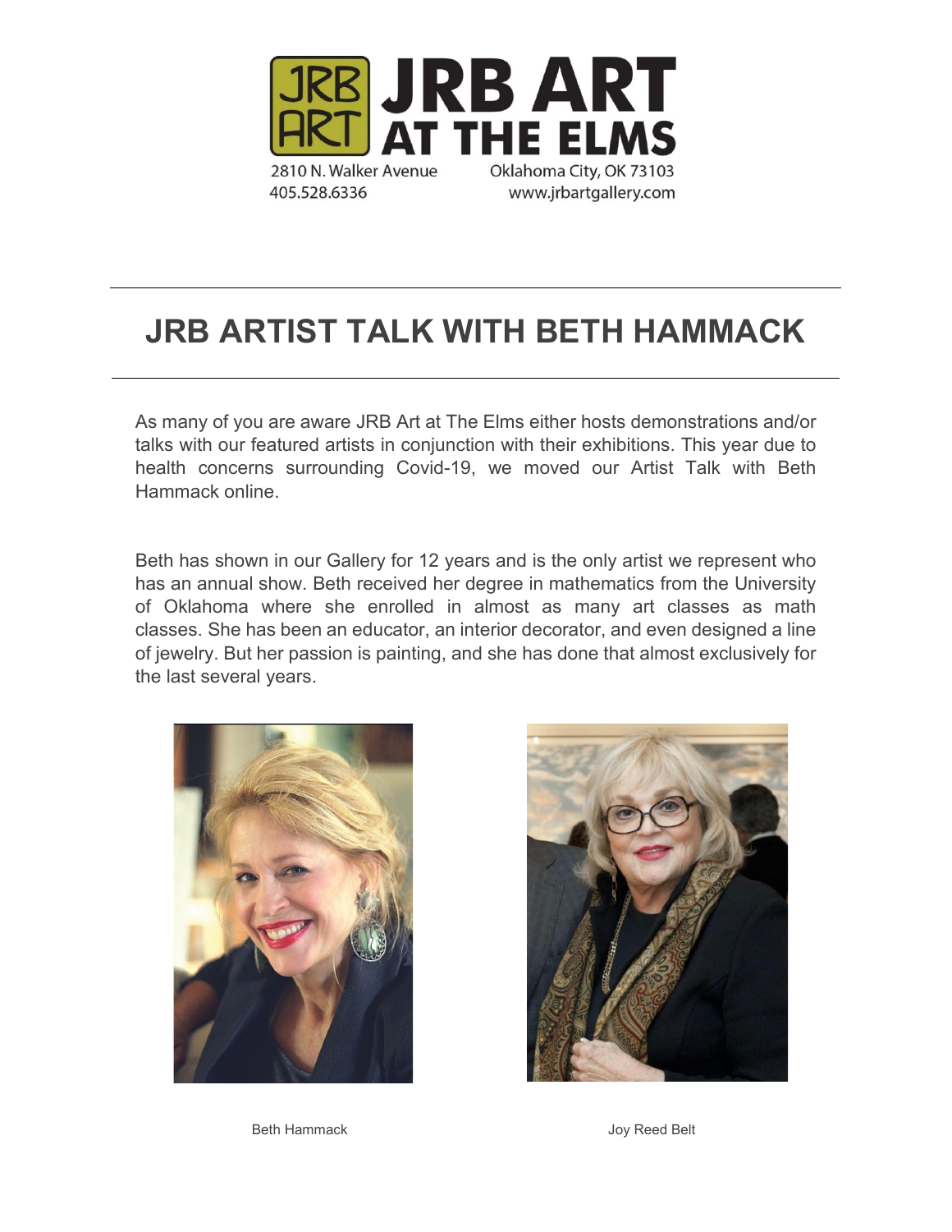JRB ART AT THE ELMS

2810 N. Walker Avenue
405.528.6336

Oklahoma City, OK 73103
www.jrbartgallery.com

# JRB ARTIST TALK WITH BETH HAMMACK

As many of you are aware JRB Art at The Elms either hosts demonstrations and/or talks with our featured artists in conjunction with their exhibitions. This year due to health concerns surrounding Covid-19, we moved our Artist Talk with Beth Hammack online.

Beth has shown in our Gallery for 12 years and is the only artist we represent who has an annual show. Beth received her degree in mathematics from the University of Oklahoma where she enrolled in almost as many art classes as math classes. She has been an educator, an interior decorator, and even designed a line of jewelry. But her passion is painting, and she has done that almost exclusively for the last several years.

Beth Hammack

Joy Reed Belt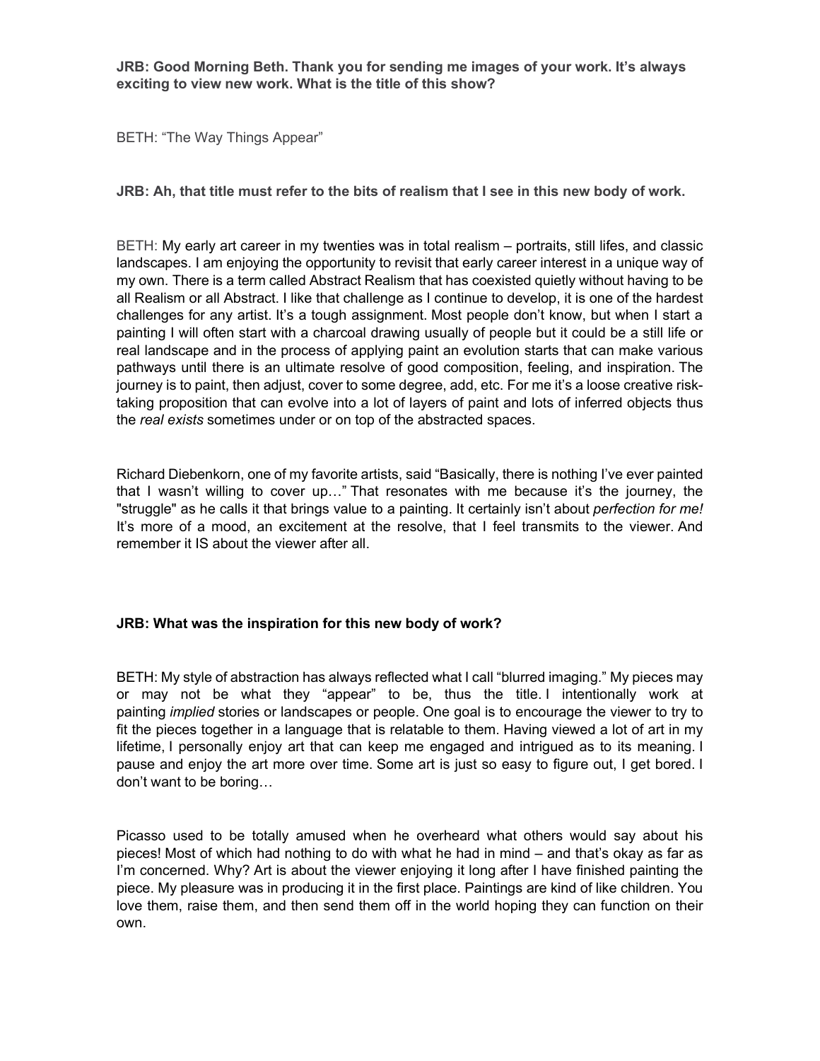**JRB: Good Morning Beth. Thank you for sending me images of your work. It's always exciting to view new work. What is the title of this show?**

BETH: "The Way Things Appear"

**JRB: Ah, that title must refer to the bits of realism that I see in this new body of work.**

BETH: My early art career in my twenties was in total realism – portraits, still lifes, and classic landscapes. I am enjoying the opportunity to revisit that early career interest in a unique way of my own. There is a term called Abstract Realism that has coexisted quietly without having to be all Realism or all Abstract. I like that challenge as I continue to develop, it is one of the hardest challenges for any artist. It's a tough assignment. Most people don't know, but when I start a painting I will often start with a charcoal drawing usually of people but it could be a still life or real landscape and in the process of applying paint an evolution starts that can make various pathways until there is an ultimate resolve of good composition, feeling, and inspiration. The journey is to paint, then adjust, cover to some degree, add, etc. For me it's a loose creative risk-taking proposition that can evolve into a lot of layers of paint and lots of inferred objects thus the *real exists* sometimes under or on top of the abstracted spaces.

Richard Diebenkorn, one of my favorite artists, said "Basically, there is nothing I've ever painted that I wasn't willing to cover up…" That resonates with me because it's the journey, the "struggle" as he calls it that brings value to a painting. It certainly isn't about *perfection for me!* It's more of a mood, an excitement at the resolve, that I feel transmits to the viewer. And remember it IS about the viewer after all.

**JRB: What was the inspiration for this new body of work?**

BETH: My style of abstraction has always reflected what I call "blurred imaging." My pieces may or may not be what they "appear" to be, thus the title. I intentionally work at painting *implied* stories or landscapes or people. One goal is to encourage the viewer to try to fit the pieces together in a language that is relatable to them. Having viewed a lot of art in my lifetime, I personally enjoy art that can keep me engaged and intrigued as to its meaning. I pause and enjoy the art more over time. Some art is just so easy to figure out, I get bored. I don't want to be boring…

Picasso used to be totally amused when he overheard what others would say about his pieces! Most of which had nothing to do with what he had in mind – and that's okay as far as I'm concerned. Why? Art is about the viewer enjoying it long after I have finished painting the piece. My pleasure was in producing it in the first place. Paintings are kind of like children. You love them, raise them, and then send them off in the world hoping they can function on their own.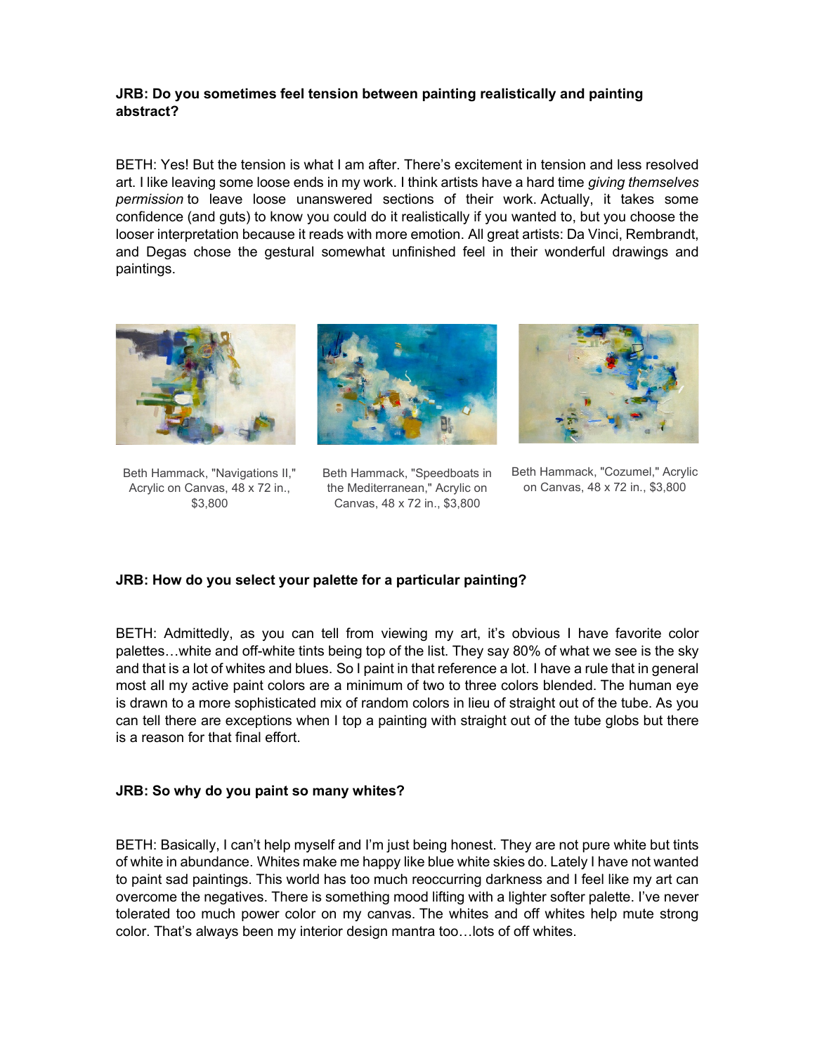**JRB: Do you sometimes feel tension between painting realistically and painting abstract?**

BETH: Yes! But the tension is what I am after. There's excitement in tension and less resolved art. I like leaving some loose ends in my work. I think artists have a hard time *giving themselves permission* to leave loose unanswered sections of their work. Actually, it takes some confidence (and guts) to know you could do it realistically if you wanted to, but you choose the looser interpretation because it reads with more emotion. All great artists: Da Vinci, Rembrandt, and Degas chose the gestural somewhat unfinished feel in their wonderful drawings and paintings.

Beth Hammack, "Navigations II," Acrylic on Canvas, 48 x 72 in., $3,800

Beth Hammack, "Speedboats in the Mediterranean," Acrylic on Canvas, 48 x 72 in., $3,800

Beth Hammack, "Cozumel," Acrylic on Canvas, 48 x 72 in., $3,800

**JRB: How do you select your palette for a particular painting?**

BETH: Admittedly, as you can tell from viewing my art, it's obvious I have favorite color palettes…white and off-white tints being top of the list. They say 80% of what we see is the sky and that is a lot of whites and blues. So I paint in that reference a lot. I have a rule that in general most all my active paint colors are a minimum of two to three colors blended. The human eye is drawn to a more sophisticated mix of random colors in lieu of straight out of the tube. As you can tell there are exceptions when I top a painting with straight out of the tube globs but there is a reason for that final effort.

**JRB: So why do you paint so many whites?**

BETH: Basically, I can't help myself and I'm just being honest. They are not pure white but tints of white in abundance. Whites make me happy like blue white skies do. Lately I have not wanted to paint sad paintings. This world has too much reoccurring darkness and I feel like my art can overcome the negatives. There is something mood lifting with a lighter softer palette. I've never tolerated too much power color on my canvas. The whites and off whites help mute strong color. That's always been my interior design mantra too…lots of off whites.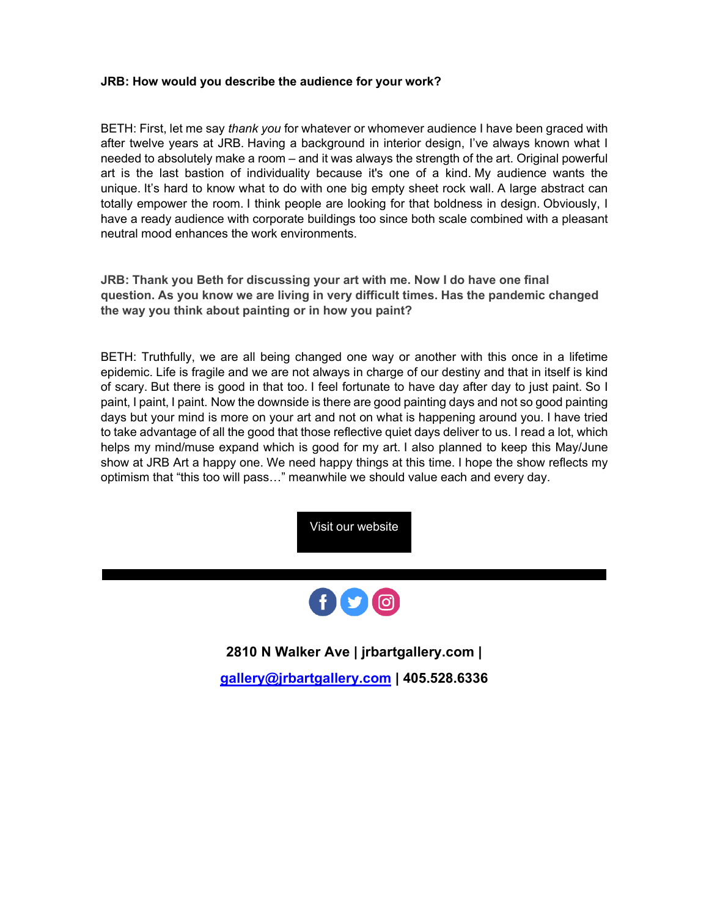**JRB: How would you describe the audience for your work?**

BETH: First, let me say *thank you* for whatever or whomever audience I have been graced with after twelve years at JRB. Having a background in interior design, I've always known what I needed to absolutely make a room – and it was always the strength of the art. Original powerful art is the last bastion of individuality because it's one of a kind. My audience wants the unique. It's hard to know what to do with one big empty sheet rock wall. A large abstract can totally empower the room. I think people are looking for that boldness in design. Obviously, I have a ready audience with corporate buildings too since both scale combined with a pleasant neutral mood enhances the work environments.

**JRB: Thank you Beth for discussing your art with me. Now I do have one final question. As you know we are living in very difficult times. Has the pandemic changed the way you think about painting or in how you paint?**

BETH: Truthfully, we are all being changed one way or another with this once in a lifetime epidemic. Life is fragile and we are not always in charge of our destiny and that in itself is kind of scary. But there is good in that too. I feel fortunate to have day after day to just paint. So I paint, I paint, I paint. Now the downside is there are good painting days and not so good painting days but your mind is more on your art and not on what is happening around you. I have tried to take advantage of all the good that those reflective quiet days deliver to us. I read a lot, which helps my mind/muse expand which is good for my art. I also planned to keep this May/June show at JRB Art a happy one. We need happy things at this time. I hope the show reflects my optimism that "this too will pass…" meanwhile we should value each and every day.

Visit our website

**2810 N Walker Ave | jrbartgallery.com |**

**gallery@jrbartgallery.com | 405.528.6336**